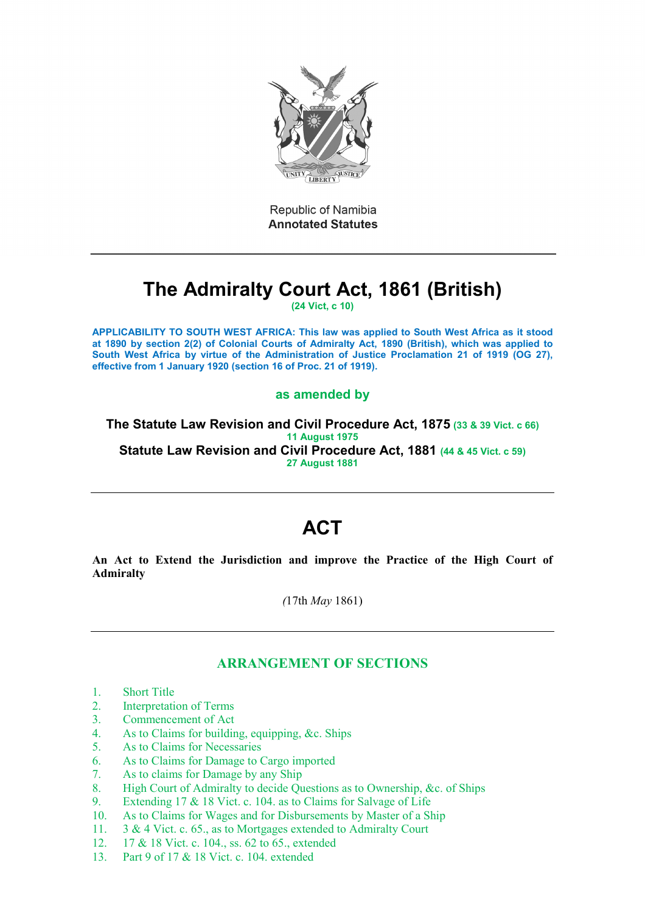Republic of Namibia
**Annotated Statutes**

---

# The Admiralty Court Act, 1861 (British)

**(24 Vict, c 10)**

**APPLICABILITY TO SOUTH WEST AFRICA: This law was applied to South West Africa as it stood at 1890 by section 2(2) of Colonial Courts of Admiralty Act, 1890 (British), which was applied to South West Africa by virtue of the Administration of Justice Proclamation 21 of 1919 (OG 27), effective from 1 January 1920 (section 16 of Proc. 21 of 1919).**

**as amended by**

**The Statute Law Revision and Civil Procedure Act, 1875** **(33 & 39 Vict. c 66)**
**11 August 1975**
**Statute Law Revision and Civil Procedure Act, 1881** **(44 & 45 Vict. c 59)**
**27 August 1881**

---

# ACT

**An Act to Extend the Jurisdiction and improve the Practice of the High Court of Admiralty**

*(*17th *May* 1861)

---

## ARRANGEMENT OF SECTIONS

1. Short Title
2. Interpretation of Terms
3. Commencement of Act
4. As to Claims for building, equipping, &c. Ships
5. As to Claims for Necessaries
6. As to Claims for Damage to Cargo imported
7. As to claims for Damage by any Ship
8. High Court of Admiralty to decide Questions as to Ownership, &c. of Ships
9. Extending 17 & 18 Vict. c. 104. as to Claims for Salvage of Life
10. As to Claims for Wages and for Disbursements by Master of a Ship
11. 3 & 4 Vict. c. 65., as to Mortgages extended to Admiralty Court
12. 17 & 18 Vict. c. 104., ss. 62 to 65., extended
13. Part 9 of 17 & 18 Vict. c. 104. extended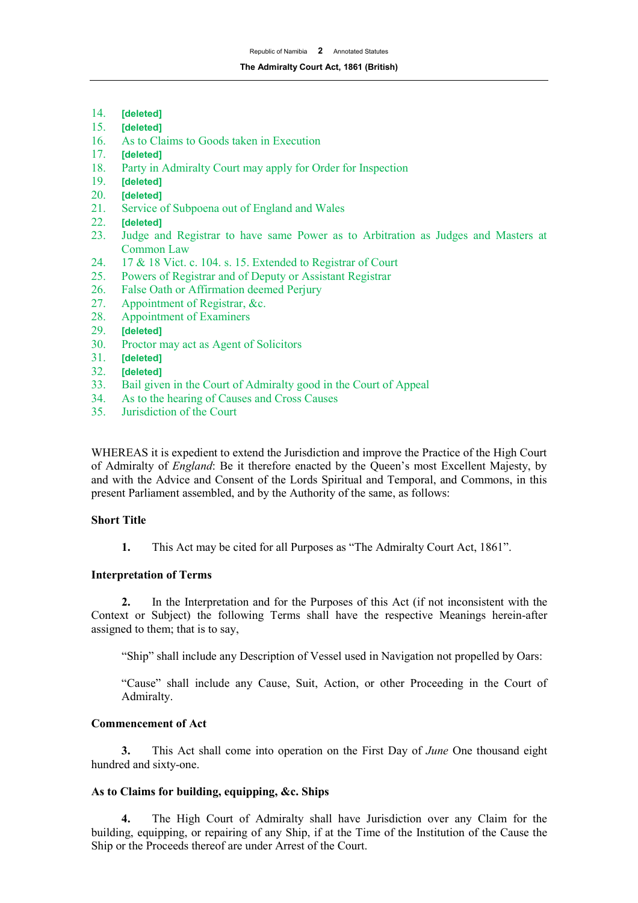14. **[deleted]**
15. **[deleted]**
16. As to Claims to Goods taken in Execution
17. **[deleted]**
18. Party in Admiralty Court may apply for Order for Inspection
19. **[deleted]**
20. **[deleted]**
21. Service of Subpoena out of England and Wales
22. **[deleted]**
23. Judge and Registrar to have same Power as to Arbitration as Judges and Masters at Common Law
24. 17 & 18 Vict. c. 104. s. 15. Extended to Registrar of Court
25. Powers of Registrar and of Deputy or Assistant Registrar
26. False Oath or Affirmation deemed Perjury
27. Appointment of Registrar, &c.
28. Appointment of Examiners
29. **[deleted]**
30. Proctor may act as Agent of Solicitors
31. **[deleted]**
32. **[deleted]**
33. Bail given in the Court of Admiralty good in the Court of Appeal
34. As to the hearing of Causes and Cross Causes
35. Jurisdiction of the Court

WHEREAS it is expedient to extend the Jurisdiction and improve the Practice of the High Court of Admiralty of *England*: Be it therefore enacted by the Queen's most Excellent Majesty, by and with the Advice and Consent of the Lords Spiritual and Temporal, and Commons, in this present Parliament assembled, and by the Authority of the same, as follows:

**Short Title**

**1.** This Act may be cited for all Purposes as "The Admiralty Court Act, 1861".

**Interpretation of Terms**

**2.** In the Interpretation and for the Purposes of this Act (if not inconsistent with the Context or Subject) the following Terms shall have the respective Meanings herein-after assigned to them; that is to say,

"Ship" shall include any Description of Vessel used in Navigation not propelled by Oars:

"Cause" shall include any Cause, Suit, Action, or other Proceeding in the Court of Admiralty.

**Commencement of Act**

**3.** This Act shall come into operation on the First Day of *June* One thousand eight hundred and sixty-one.

**As to Claims for building, equipping, &c. Ships**

**4.** The High Court of Admiralty shall have Jurisdiction over any Claim for the building, equipping, or repairing of any Ship, if at the Time of the Institution of the Cause the Ship or the Proceeds thereof are under Arrest of the Court.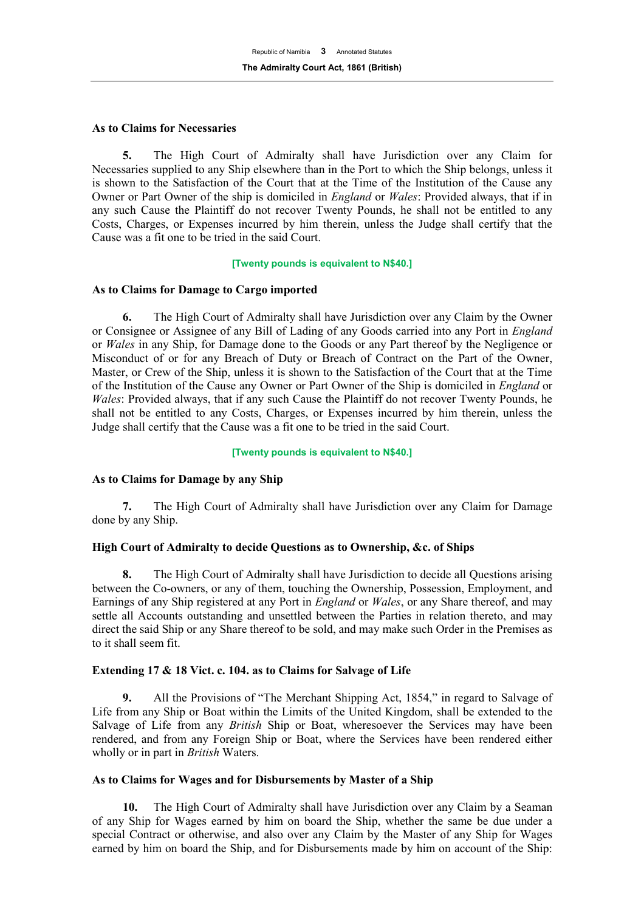### As to Claims for Necessaries

**5.** The High Court of Admiralty shall have Jurisdiction over any Claim for Necessaries supplied to any Ship elsewhere than in the Port to which the Ship belongs, unless it is shown to the Satisfaction of the Court that at the Time of the Institution of the Cause any Owner or Part Owner of the ship is domiciled in *England* or *Wales*: Provided always, that if in any such Cause the Plaintiff do not recover Twenty Pounds, he shall not be entitled to any Costs, Charges, or Expenses incurred by him therein, unless the Judge shall certify that the Cause was a fit one to be tried in the said Court.

**[Twenty pounds is equivalent to N$40.]**

### As to Claims for Damage to Cargo imported

**6.** The High Court of Admiralty shall have Jurisdiction over any Claim by the Owner or Consignee or Assignee of any Bill of Lading of any Goods carried into any Port in *England* or *Wales* in any Ship, for Damage done to the Goods or any Part thereof by the Negligence or Misconduct of or for any Breach of Duty or Breach of Contract on the Part of the Owner, Master, or Crew of the Ship, unless it is shown to the Satisfaction of the Court that at the Time of the Institution of the Cause any Owner or Part Owner of the Ship is domiciled in *England* or *Wales*: Provided always, that if any such Cause the Plaintiff do not recover Twenty Pounds, he shall not be entitled to any Costs, Charges, or Expenses incurred by him therein, unless the Judge shall certify that the Cause was a fit one to be tried in the said Court.

**[Twenty pounds is equivalent to N$40.]**

### As to Claims for Damage by any Ship

**7.** The High Court of Admiralty shall have Jurisdiction over any Claim for Damage done by any Ship.

### High Court of Admiralty to decide Questions as to Ownership, &c. of Ships

**8.** The High Court of Admiralty shall have Jurisdiction to decide all Questions arising between the Co-owners, or any of them, touching the Ownership, Possession, Employment, and Earnings of any Ship registered at any Port in *England* or *Wales*, or any Share thereof, and may settle all Accounts outstanding and unsettled between the Parties in relation thereto, and may direct the said Ship or any Share thereof to be sold, and may make such Order in the Premises as to it shall seem fit.

### Extending 17 & 18 Vict. c. 104. as to Claims for Salvage of Life

**9.** All the Provisions of "The Merchant Shipping Act, 1854," in regard to Salvage of Life from any Ship or Boat within the Limits of the United Kingdom, shall be extended to the Salvage of Life from any *British* Ship or Boat, wheresoever the Services may have been rendered, and from any Foreign Ship or Boat, where the Services have been rendered either wholly or in part in *British* Waters.

### As to Claims for Wages and for Disbursements by Master of a Ship

**10.** The High Court of Admiralty shall have Jurisdiction over any Claim by a Seaman of any Ship for Wages earned by him on board the Ship, whether the same be due under a special Contract or otherwise, and also over any Claim by the Master of any Ship for Wages earned by him on board the Ship, and for Disbursements made by him on account of the Ship: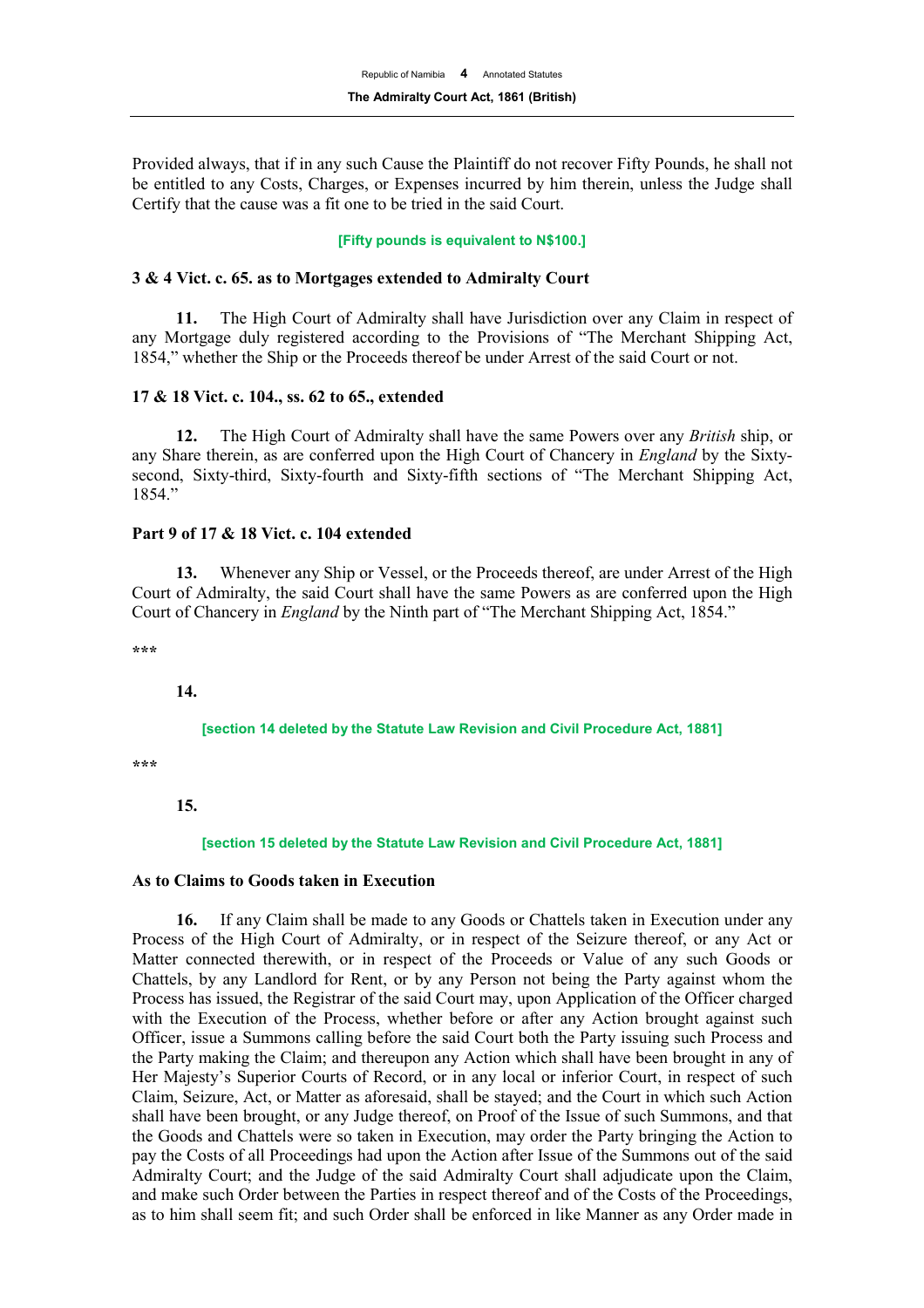Provided always, that if in any such Cause the Plaintiff do not recover Fifty Pounds, he shall not be entitled to any Costs, Charges, or Expenses incurred by him therein, unless the Judge shall Certify that the cause was a fit one to be tried in the said Court.

**[Fifty pounds is equivalent to N$100.]**

**3 & 4 Vict. c. 65. as to Mortgages extended to Admiralty Court**

**11.** The High Court of Admiralty shall have Jurisdiction over any Claim in respect of any Mortgage duly registered according to the Provisions of "The Merchant Shipping Act, 1854," whether the Ship or the Proceeds thereof be under Arrest of the said Court or not.

**17 & 18 Vict. c. 104., ss. 62 to 65., extended**

**12.** The High Court of Admiralty shall have the same Powers over any *British* ship, or any Share therein, as are conferred upon the High Court of Chancery in *England* by the Sixty-second, Sixty-third, Sixty-fourth and Sixty-fifth sections of "The Merchant Shipping Act, 1854."

**Part 9 of 17 & 18 Vict. c. 104 extended**

**13.** Whenever any Ship or Vessel, or the Proceeds thereof, are under Arrest of the High Court of Admiralty, the said Court shall have the same Powers as are conferred upon the High Court of Chancery in *England* by the Ninth part of "The Merchant Shipping Act, 1854."

***

**14.**

**[section 14 deleted by the Statute Law Revision and Civil Procedure Act, 1881]**

***

**15.**

**[section 15 deleted by the Statute Law Revision and Civil Procedure Act, 1881]**

**As to Claims to Goods taken in Execution**

**16.** If any Claim shall be made to any Goods or Chattels taken in Execution under any Process of the High Court of Admiralty, or in respect of the Seizure thereof, or any Act or Matter connected therewith, or in respect of the Proceeds or Value of any such Goods or Chattels, by any Landlord for Rent, or by any Person not being the Party against whom the Process has issued, the Registrar of the said Court may, upon Application of the Officer charged with the Execution of the Process, whether before or after any Action brought against such Officer, issue a Summons calling before the said Court both the Party issuing such Process and the Party making the Claim; and thereupon any Action which shall have been brought in any of Her Majesty's Superior Courts of Record, or in any local or inferior Court, in respect of such Claim, Seizure, Act, or Matter as aforesaid, shall be stayed; and the Court in which such Action shall have been brought, or any Judge thereof, on Proof of the Issue of such Summons, and that the Goods and Chattels were so taken in Execution, may order the Party bringing the Action to pay the Costs of all Proceedings had upon the Action after Issue of the Summons out of the said Admiralty Court; and the Judge of the said Admiralty Court shall adjudicate upon the Claim, and make such Order between the Parties in respect thereof and of the Costs of the Proceedings, as to him shall seem fit; and such Order shall be enforced in like Manner as any Order made in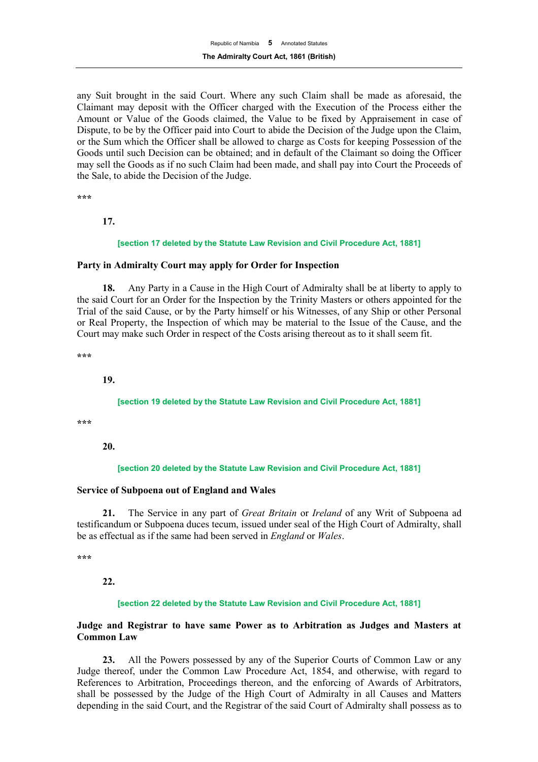any Suit brought in the said Court. Where any such Claim shall be made as aforesaid, the Claimant may deposit with the Officer charged with the Execution of the Process either the Amount or Value of the Goods claimed, the Value to be fixed by Appraisement in case of Dispute, to be by the Officer paid into Court to abide the Decision of the Judge upon the Claim, or the Sum which the Officer shall be allowed to charge as Costs for keeping Possession of the Goods until such Decision can be obtained; and in default of the Claimant so doing the Officer may sell the Goods as if no such Claim had been made, and shall pay into Court the Proceeds of the Sale, to abide the Decision of the Judge.

***

**17.**

**[section 17 deleted by the Statute Law Revision and Civil Procedure Act, 1881]**

**Party in Admiralty Court may apply for Order for Inspection**

**18.** Any Party in a Cause in the High Court of Admiralty shall be at liberty to apply to the said Court for an Order for the Inspection by the Trinity Masters or others appointed for the Trial of the said Cause, or by the Party himself or his Witnesses, of any Ship or other Personal or Real Property, the Inspection of which may be material to the Issue of the Cause, and the Court may make such Order in respect of the Costs arising thereout as to it shall seem fit.

***

**19.**

**[section 19 deleted by the Statute Law Revision and Civil Procedure Act, 1881]**

***

**20.**

**[section 20 deleted by the Statute Law Revision and Civil Procedure Act, 1881]**

**Service of Subpoena out of England and Wales**

**21.** The Service in any part of *Great Britain* or *Ireland* of any Writ of Subpoena ad testificandum or Subpoena duces tecum, issued under seal of the High Court of Admiralty, shall be as effectual as if the same had been served in *England* or *Wales*.

***

**22.**

**[section 22 deleted by the Statute Law Revision and Civil Procedure Act, 1881]**

**Judge and Registrar to have same Power as to Arbitration as Judges and Masters at Common Law**

**23.** All the Powers possessed by any of the Superior Courts of Common Law or any Judge thereof, under the Common Law Procedure Act, 1854, and otherwise, with regard to References to Arbitration, Proceedings thereon, and the enforcing of Awards of Arbitrators, shall be possessed by the Judge of the High Court of Admiralty in all Causes and Matters depending in the said Court, and the Registrar of the said Court of Admiralty shall possess as to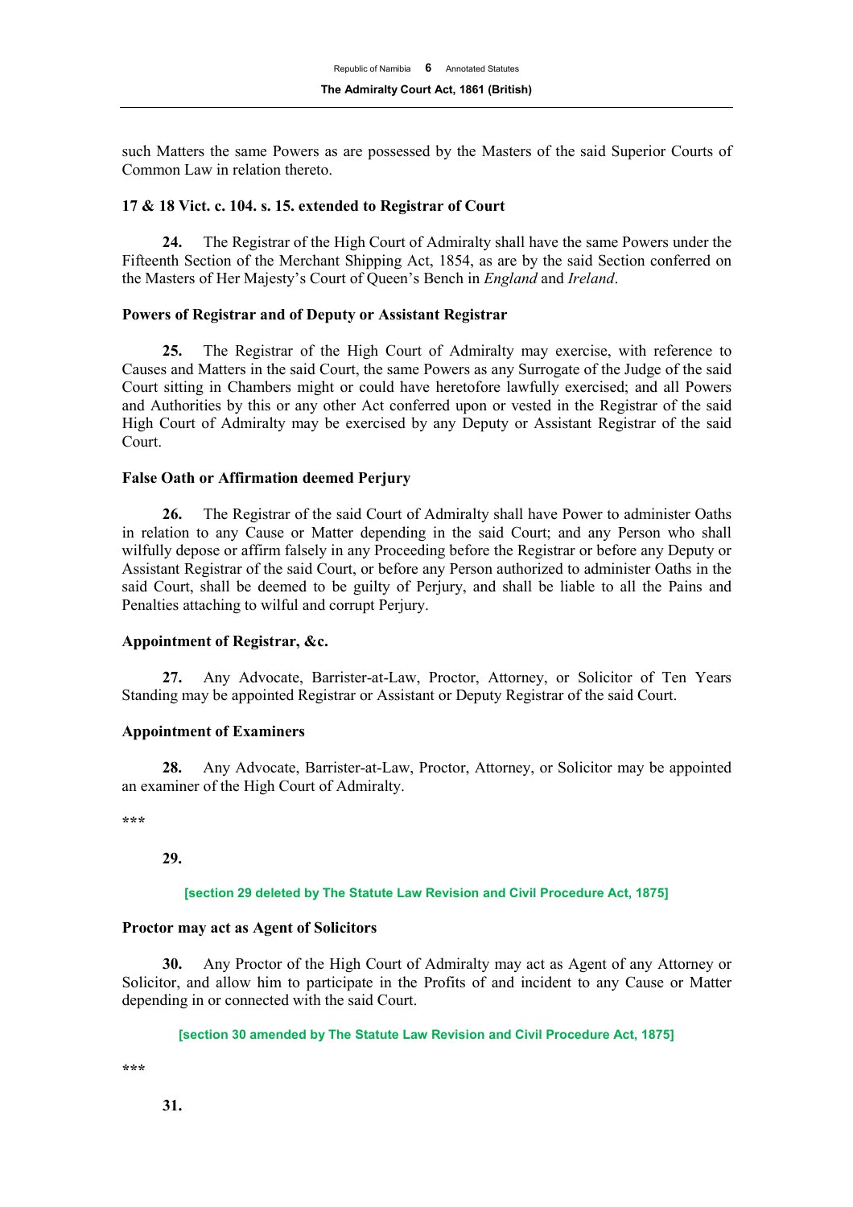such Matters the same Powers as are possessed by the Masters of the said Superior Courts of Common Law in relation thereto.

**17 & 18 Vict. c. 104. s. 15. extended to Registrar of Court**

**24.** The Registrar of the High Court of Admiralty shall have the same Powers under the Fifteenth Section of the Merchant Shipping Act, 1854, as are by the said Section conferred on the Masters of Her Majesty's Court of Queen's Bench in *England* and *Ireland*.

**Powers of Registrar and of Deputy or Assistant Registrar**

**25.** The Registrar of the High Court of Admiralty may exercise, with reference to Causes and Matters in the said Court, the same Powers as any Surrogate of the Judge of the said Court sitting in Chambers might or could have heretofore lawfully exercised; and all Powers and Authorities by this or any other Act conferred upon or vested in the Registrar of the said High Court of Admiralty may be exercised by any Deputy or Assistant Registrar of the said Court.

**False Oath or Affirmation deemed Perjury**

**26.** The Registrar of the said Court of Admiralty shall have Power to administer Oaths in relation to any Cause or Matter depending in the said Court; and any Person who shall wilfully depose or affirm falsely in any Proceeding before the Registrar or before any Deputy or Assistant Registrar of the said Court, or before any Person authorized to administer Oaths in the said Court, shall be deemed to be guilty of Perjury, and shall be liable to all the Pains and Penalties attaching to wilful and corrupt Perjury.

**Appointment of Registrar, &c.**

**27.** Any Advocate, Barrister-at-Law, Proctor, Attorney, or Solicitor of Ten Years Standing may be appointed Registrar or Assistant or Deputy Registrar of the said Court.

**Appointment of Examiners**

**28.** Any Advocate, Barrister-at-Law, Proctor, Attorney, or Solicitor may be appointed an examiner of the High Court of Admiralty.

***

**29.**

[section 29 deleted by The Statute Law Revision and Civil Procedure Act, 1875]

**Proctor may act as Agent of Solicitors**

**30.** Any Proctor of the High Court of Admiralty may act as Agent of any Attorney or Solicitor, and allow him to participate in the Profits of and incident to any Cause or Matter depending in or connected with the said Court.

[section 30 amended by The Statute Law Revision and Civil Procedure Act, 1875]

***

**31.**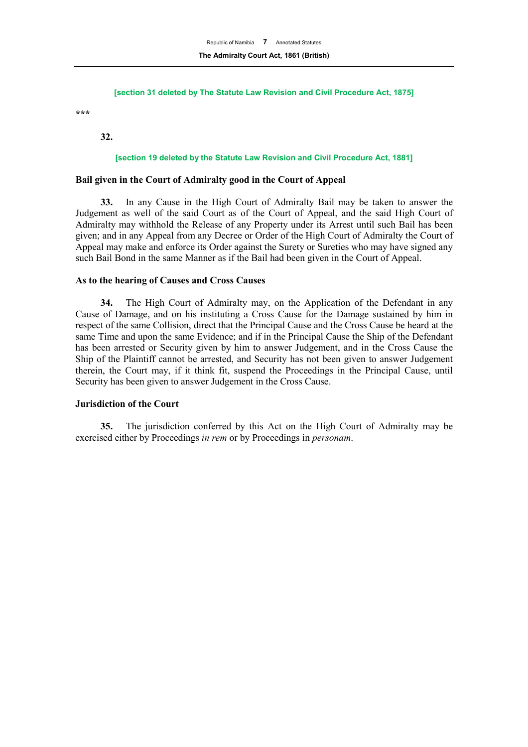[section 31 deleted by The Statute Law Revision and Civil Procedure Act, 1875]

***

**32.**

[section 19 deleted by the Statute Law Revision and Civil Procedure Act, 1881]

### Bail given in the Court of Admiralty good in the Court of Appeal

**33.** In any Cause in the High Court of Admiralty Bail may be taken to answer the Judgement as well of the said Court as of the Court of Appeal, and the said High Court of Admiralty may withhold the Release of any Property under its Arrest until such Bail has been given; and in any Appeal from any Decree or Order of the High Court of Admiralty the Court of Appeal may make and enforce its Order against the Surety or Sureties who may have signed any such Bail Bond in the same Manner as if the Bail had been given in the Court of Appeal.

### As to the hearing of Causes and Cross Causes

**34.** The High Court of Admiralty may, on the Application of the Defendant in any Cause of Damage, and on his instituting a Cross Cause for the Damage sustained by him in respect of the same Collision, direct that the Principal Cause and the Cross Cause be heard at the same Time and upon the same Evidence; and if in the Principal Cause the Ship of the Defendant has been arrested or Security given by him to answer Judgement, and in the Cross Cause the Ship of the Plaintiff cannot be arrested, and Security has not been given to answer Judgement therein, the Court may, if it think fit, suspend the Proceedings in the Principal Cause, until Security has been given to answer Judgement in the Cross Cause.

### Jurisdiction of the Court

**35.** The jurisdiction conferred by this Act on the High Court of Admiralty may be exercised either by Proceedings *in rem* or by Proceedings in *personam*.